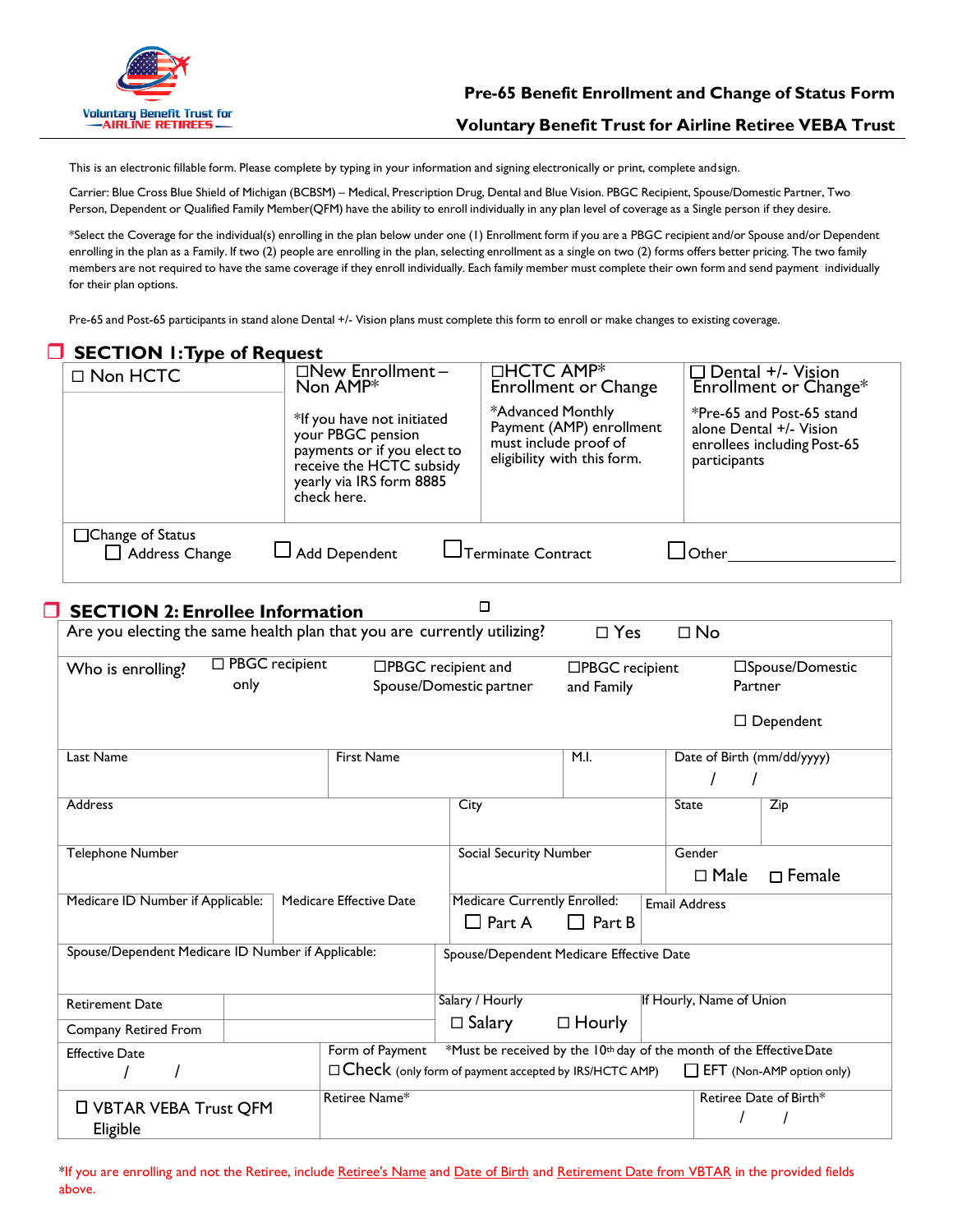Voluntary Benefit Trust for AIRLINE RETIREES

# Pre-65 Benefit Enrollment and Change of Status Form

## Voluntary Benefit Trust for Airline Retiree VEBA Trust

This is an electronic fillable form. Please complete by typing in your information and signing electronically or print, complete and sign.

Carrier: Blue Cross Blue Shield of Michigan (BCBSM) – Medical, Prescription Drug, Dental and Blue Vision. PBGC Recipient, Spouse/Domestic Partner, Two Person, Dependent or Qualified Family Member(QFM) have the ability to enroll individually in any plan level of coverage as a Single person if they desire.

*Select the Coverage for the individual(s) enrolling in the plan below under one (1) Enrollment form if you are a PBGC recipient and/or Spouse and/or Dependent enrolling in the plan as a Family. If two (2) people are enrolling in the plan, selecting enrollment as a single on two (2) forms offers better pricing. The two family members are not required to have the same coverage if they enroll individually. Each family member must complete their own form and send payment individually for their plan options.

Pre-65 and Post-65 participants in stand alone Dental +/- Vision plans must complete this form to enroll or make changes to existing coverage.

## ☐ SECTION 1: Type of Request

| ☐ Non HCTC | ☐New Enrollment – Non AMP* | ☐HCTC AMP* Enrollment or Change | ☐ Dental +/- Vision Enrollment or Change* |
|---|---|---|---|
| | *If you have not initiated your PBGC pension payments or if you elect to receive the HCTC subsidy yearly via IRS form 8885 check here. | *Advanced Monthly Payment (AMP) enrollment must include proof of eligibility with this form. | *Pre-65 and Post-65 stand alone Dental +/- Vision enrollees including Post-65 participants |

☐Change of Status
☐ Address Change ☐ Add Dependent ☐ Terminate Contract ☐ Other\_\_\_\_\_\_\_\_\_\_\_\_\_\_\_\_\_\_\_\_

## ☐ SECTION 2: Enrollee Information

| | | | | | |
|---|---|---|---|---|---|
| Are you electing the same health plan that you are currently utilizing? | | | ☐ Yes | ☐ No | |
| Who is enrolling? | ☐ PBGC recipient only | ☐PBGC recipient and Spouse/Domestic partner | ☐PBGC recipient and Family | ☐Spouse/Domestic Partner<br>☐ Dependent | |
| Last Name | First Name | | M.I. | Date of Birth (mm/dd/yyyy)<br>/ / | |
| Address | | City | | State | Zip |
| Telephone Number | | Social Security Number | | Gender<br>☐ Male ☐ Female | |
| Medicare ID Number if Applicable: | Medicare Effective Date | Medicare Currently Enrolled:<br>☐ Part A ☐ Part B | Email Address | | |
| Spouse/Dependent Medicare ID Number if Applicable: | | Spouse/Dependent Medicare Effective Date | | | |
| Retirement Date | | Salary / Hourly<br>☐ Salary ☐ Hourly | If Hourly, Name of Union | | |
| Company Retired From | | | | | |
| Effective Date<br>/ / | Form of Payment *Must be received by the 10th day of the month of the Effective Date<br>☐ Check (only form of payment accepted by IRS/HCTC AMP) ☐ EFT (Non-AMP option only) | | | | |
| ☐ VBTAR VEBA Trust QFM Eligible | Retiree Name* | | | Retiree Date of Birth*<br>/ / | |

*If you are enrolling and not the Retiree, include Retiree's Name and Date of Birth and Retirement Date from VBTAR in the provided fields above.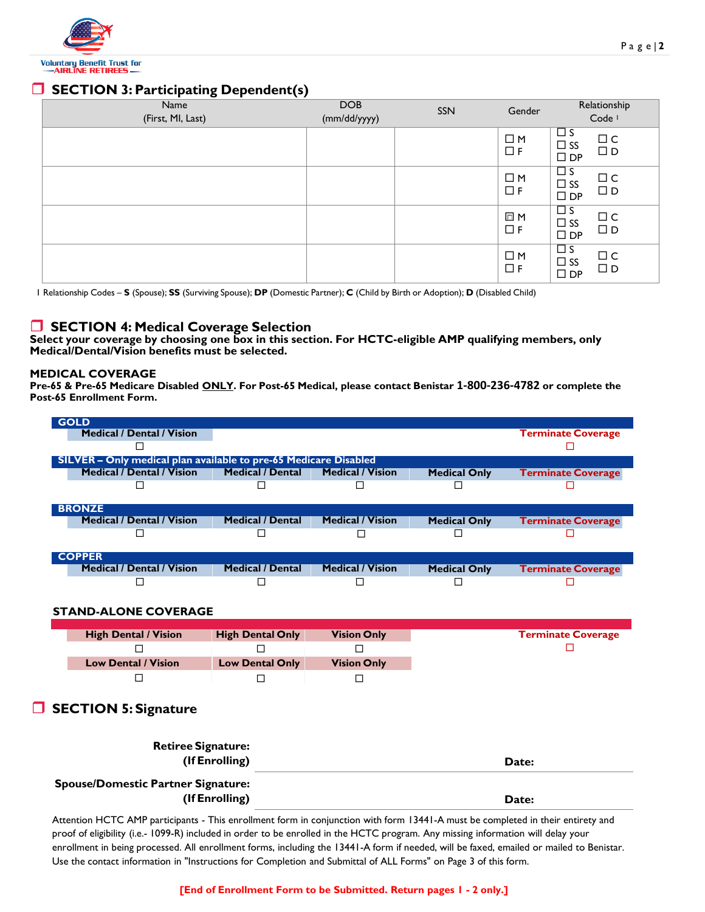## ❒ SECTION 3: Participating Dependent(s)

| Name (First, MI, Last) | DOB (mm/dd/yyyy) | SSN | Gender | Relationship Code [1] |
|---|---|---|---|---|
| | | | ☐ M ☐ F | ☐ S ☐ SS ☐ DP ☐ C ☐ D |
| | | | ☐ M ☐ F | ☐ S ☐ SS ☐ DP ☐ C ☐ D |
| | | | ☐ M ☐ F | ☐ S ☐ SS ☐ DP ☐ C ☐ D |
| | | | ☐ M ☐ F | ☐ S ☐ SS ☐ DP ☐ C ☐ D |

1 Relationship Codes – **S** (Spouse); **SS** (Surviving Spouse); **DP** (Domestic Partner); **C** (Child by Birth or Adoption); **D** (Disabled Child)

## ❒ SECTION 4: Medical Coverage Selection

**Select your coverage by choosing one box in this section. For HCTC-eligible AMP qualifying members, only Medical/Dental/Vision benefits must be selected.**

### MEDICAL COVERAGE

**Pre-65 & Pre-65 Medicare Disabled ONLY. For Post-65 Medical, please contact Benistar 1-800-236-4782 or complete the Post-65 Enrollment Form.**

**GOLD**

| Medical / Dental / Vision | Terminate Coverage |
|---|---|
| ☐ | ☐ |

**SILVER – Only medical plan available to pre-65 Medicare Disabled**

| Medical / Dental / Vision | Medical / Dental | Medical / Vision | Medical Only | Terminate Coverage |
|---|---|---|---|---|
| ☐ | ☐ | ☐ | ☐ | ☐ |

**BRONZE**

| Medical / Dental / Vision | Medical / Dental | Medical / Vision | Medical Only | Terminate Coverage |
|---|---|---|---|---|
| ☐ | ☐ | ☐ | ☐ | ☐ |

**COPPER**

| Medical / Dental / Vision | Medical / Dental | Medical / Vision | Medical Only | Terminate Coverage |
|---|---|---|---|---|
| ☐ | ☐ | ☐ | ☐ | ☐ |

### STAND-ALONE COVERAGE

| High Dental / Vision | High Dental Only | Vision Only | Terminate Coverage |
|---|---|---|---|
| ☐ | ☐ | ☐ | ☐ |
| **Low Dental / Vision** | **Low Dental Only** | **Vision Only** | |
| ☐ | ☐ | ☐ | |

## ❒ SECTION 5: Signature

**Retiree Signature: (If Enrolling)** ______________________ **Date:**

**Spouse/Domestic Partner Signature: (If Enrolling)** ______________________ **Date:**

Attention HCTC AMP participants - This enrollment form in conjunction with form 13441-A must be completed in their entirety and proof of eligibility (i.e.- 1099-R) included in order to be enrolled in the HCTC program. Any missing information will delay your enrollment in being processed. All enrollment forms, including the 13441-A form if needed, will be faxed, emailed or mailed to Benistar. Use the contact information in "Instructions for Completion and Submittal of ALL Forms" on Page 3 of this form.

**[End of Enrollment Form to be Submitted. Return pages 1 - 2 only.]**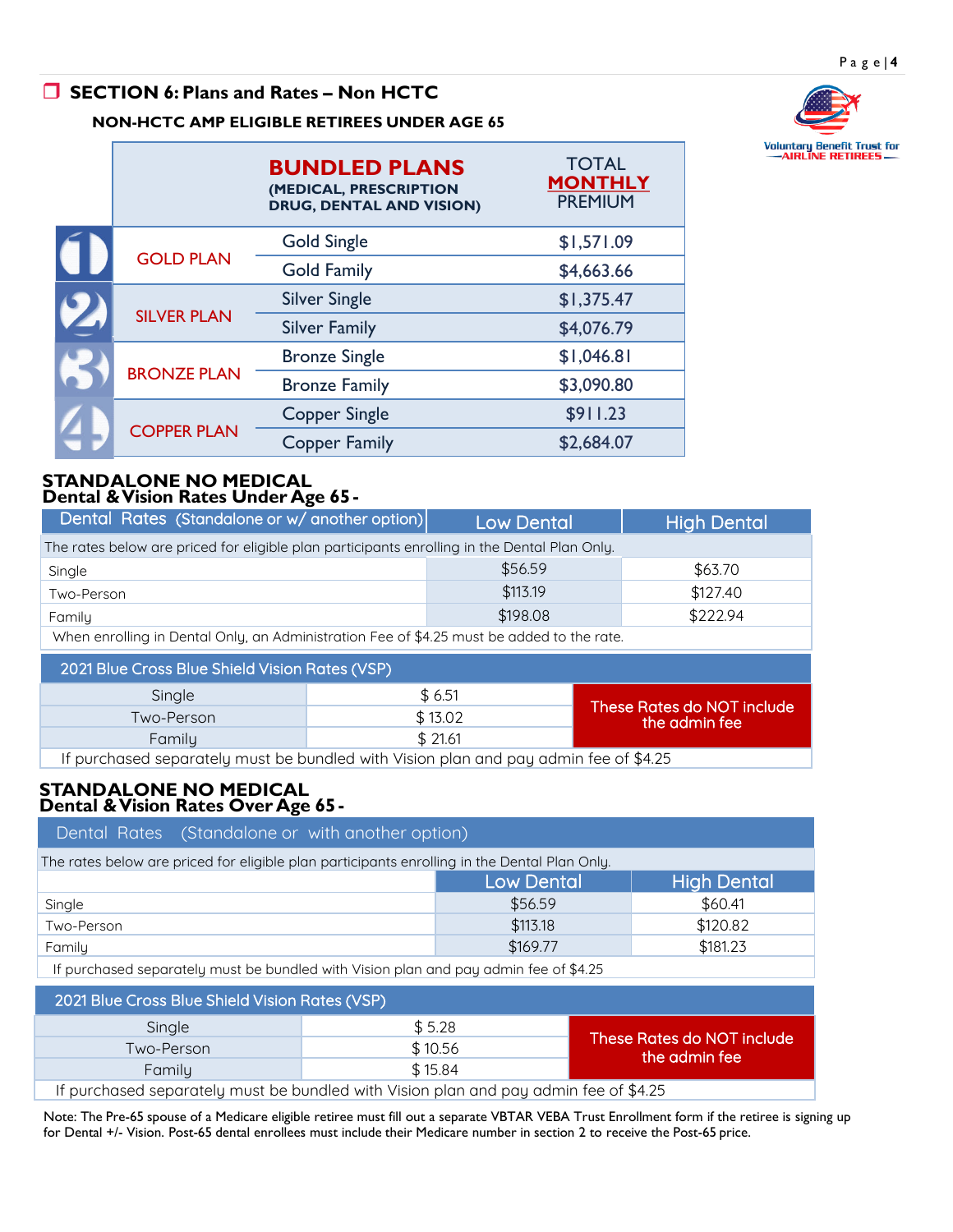## SECTION 6: Plans and Rates – Non HCTC

### NON-HCTC AMP ELIGIBLE RETIREES UNDER AGE 65

Voluntary Benefit Trust for AIRLINE RETIREES

| | BUNDLED PLANS (MEDICAL, PRESCRIPTION DRUG, DENTAL AND VISION) | TOTAL MONTHLY PREMIUM |
|---|---|---|
| 1 GOLD PLAN | Gold Single | $1,571.09 |
| | Gold Family | $4,663.66 |
| 2 SILVER PLAN | Silver Single | $1,375.47 |
| | Silver Family | $4,076.79 |
| 3 BRONZE PLAN | Bronze Single | $1,046.81 |
| | Bronze Family | $3,090.80 |
| 4 COPPER PLAN | Copper Single | $911.23 |
| | Copper Family | $2,684.07 |

### STANDALONE NO MEDICAL
### Dental & Vision Rates Under Age 65 -

| Dental Rates (Standalone or w/ another option) | Low Dental | High Dental |
|---|---|---|
| The rates below are priced for eligible plan participants enrolling in the Dental Plan Only. | | |
| Single | $56.59 | $63.70 |
| Two-Person | $113.19 | $127.40 |
| Family | $198.08 | $222.94 |
| When enrolling in Dental Only, an Administration Fee of $4.25 must be added to the rate. | | |

| 2021 Blue Cross Blue Shield Vision Rates (VSP) | | |
|---|---|---|
| Single | $ 6.51 | These Rates do NOT include the admin fee |
| Two-Person | $ 13.02 | |
| Family | $ 21.61 | |
| If purchased separately must be bundled with Vision plan and pay admin fee of $4.25 | | |

### STANDALONE NO MEDICAL
### Dental & Vision Rates Over Age 65 -

| Dental Rates (Standalone or with another option) | | |
|---|---|---|
| The rates below are priced for eligible plan participants enrolling in the Dental Plan Only. | | |
| | Low Dental | High Dental |
| Single | $56.59 | $60.41 |
| Two-Person | $113.18 | $120.82 |
| Family | $169.77 | $181.23 |
| If purchased separately must be bundled with Vision plan and pay admin fee of $4.25 | | |

| 2021 Blue Cross Blue Shield Vision Rates (VSP) | | |
|---|---|---|
| Single | $ 5.28 | These Rates do NOT include the admin fee |
| Two-Person | $ 10.56 | |
| Family | $ 15.84 | |
| If purchased separately must be bundled with Vision plan and pay admin fee of $4.25 | | |

Note: The Pre-65 spouse of a Medicare eligible retiree must fill out a separate VBTAR VEBA Trust Enrollment form if the retiree is signing up for Dental +/- Vision. Post-65 dental enrollees must include their Medicare number in section 2 to receive the Post-65 price.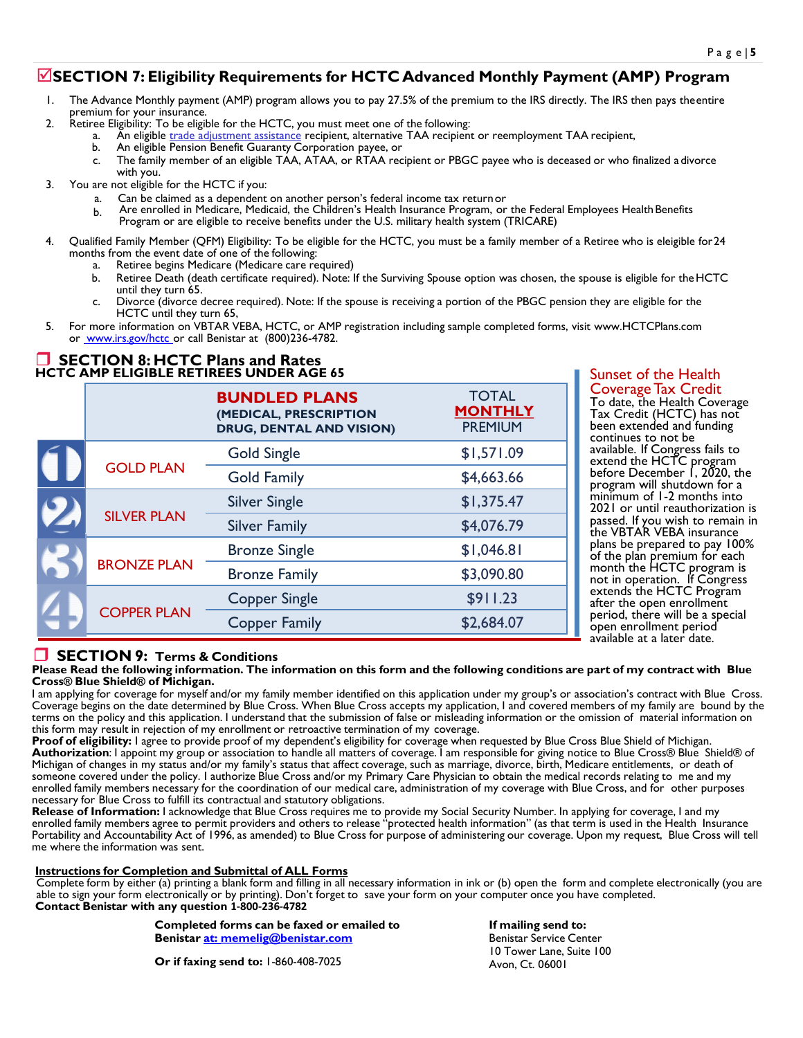## ☑SECTION 7: Eligibility Requirements for HCTC Advanced Monthly Payment (AMP) Program

1. The Advance Monthly payment (AMP) program allows you to pay 27.5% of the premium to the IRS directly. The IRS then pays theentire premium for your insurance.
2. Retiree Eligibility: To be eligible for the HCTC, you must meet one of the following:
   a. An eligible trade adjustment assistance recipient, alternative TAA recipient or reemployment TAA recipient,
   b. An eligible Pension Benefit Guaranty Corporation payee, or
   c. The family member of an eligible TAA, ATAA, or RTAA recipient or PBGC payee who is deceased or who finalized a divorce with you.
3. You are not eligible for the HCTC if you:
   a. Can be claimed as a dependent on another person's federal income tax return or
   b. Are enrolled in Medicare, Medicaid, the Children's Health Insurance Program, or the Federal Employees Health Benefits Program or are eligible to receive benefits under the U.S. military health system (TRICARE)
4. Qualified Family Member (QFM) Eligibility: To be eligible for the HCTC, you must be a family member of a Retiree who is eleigible for 24 months from the event date of one of the following:
   a. Retiree begins Medicare (Medicare care required)
   b. Retiree Death (death certificate required). Note: If the Surviving Spouse option was chosen, the spouse is eligible for the HCTC until they turn 65.
   c. Divorce (divorce decree required). Note: If the spouse is receiving a portion of the PBGC pension they are eligible for the HCTC until they turn 65,
5. For more information on VBTAR VEBA, HCTC, or AMP registration including sample completed forms, visit www.HCTCPlans.com or www.irs.gov/hctc or call Benistar at (800)236-4782.

## ❒ SECTION 8: HCTC Plans and Rates

**HCTC AMP ELIGIBLE RETIREES UNDER AGE 65**

| | **BUNDLED PLANS** (MEDICAL, PRESCRIPTION DRUG, DENTAL AND VISION) | TOTAL **MONTHLY** PREMIUM |
|---|---|---|
| 1 GOLD PLAN | Gold Single | $1,571.09 |
| | Gold Family | $4,663.66 |
| 2 SILVER PLAN | Silver Single | $1,375.47 |
| | Silver Family | $4,076.79 |
| 3 BRONZE PLAN | Bronze Single | $1,046.81 |
| | Bronze Family | $3,090.80 |
| 4 COPPER PLAN | Copper Single | $911.23 |
| | Copper Family | $2,684.07 |

**Sunset of the Health Coverage Tax Credit**

To date, the Health Coverage Tax Credit (HCTC) has not been extended and funding continues to not be available. If Congress fails to extend the HCTC program before December 1, 2020, the program will shutdown for a minimum of 1-2 months into 2021 or until reauthorization is passed. If you wish to remain in the VBTAR VEBA insurance plans be prepared to pay 100% of the plan premium for each month the HCTC program is not in operation. If Congress extends the HCTC Program after the open enrollment period, there will be a special open enrollment period available at a later date.

## ❒ SECTION 9: Terms & Conditions

**Please Read the following information. The information on this form and the following conditions are part of my contract with Blue Cross® Blue Shield® of Michigan.**

I am applying for coverage for myself and/or my family member identified on this application under my group's or association's contract with Blue Cross. Coverage begins on the date determined by Blue Cross. When Blue Cross accepts my application, I and covered members of my family are bound by the terms on the policy and this application. I understand that the submission of false or misleading information or the omission of material information on this form may result in rejection of my enrollment or retroactive termination of my coverage.

**Proof of eligibility:** I agree to provide proof of my dependent's eligibility for coverage when requested by Blue Cross Blue Shield of Michigan.

**Authorization**: I appoint my group or association to handle all matters of coverage. I am responsible for giving notice to Blue Cross® Blue Shield® of Michigan of changes in my status and/or my family's status that affect coverage, such as marriage, divorce, birth, Medicare entitlements, or death of someone covered under the policy. I authorize Blue Cross and/or my Primary Care Physician to obtain the medical records relating to me and my enrolled family members necessary for the coordination of our medical care, administration of my coverage with Blue Cross, and for other purposes necessary for Blue Cross to fulfill its contractual and statutory obligations.

**Release of Information:** I acknowledge that Blue Cross requires me to provide my Social Security Number. In applying for coverage, I and my enrolled family members agree to permit providers and others to release "protected health information" (as that term is used in the Health Insurance Portability and Accountability Act of 1996, as amended) to Blue Cross for purpose of administering our coverage. Upon my request, Blue Cross will tell me where the information was sent.

**Instructions for Completion and Submittal of ALL Forms**

Complete form by either (a) printing a blank form and filling in all necessary information in ink or (b) open the form and complete electronically (you are able to sign your form electronically or by printing). Don't forget to save your form on your computer once you have completed.

**Contact Benistar with any question 1-800-236-4782**

**Completed forms can be faxed or emailed to Benistar at: memelig@benistar.com**

**Or if faxing send to:** 1-860-408-7025

**If mailing send to:**
Benistar Service Center
10 Tower Lane, Suite 100
Avon, Ct. 06001